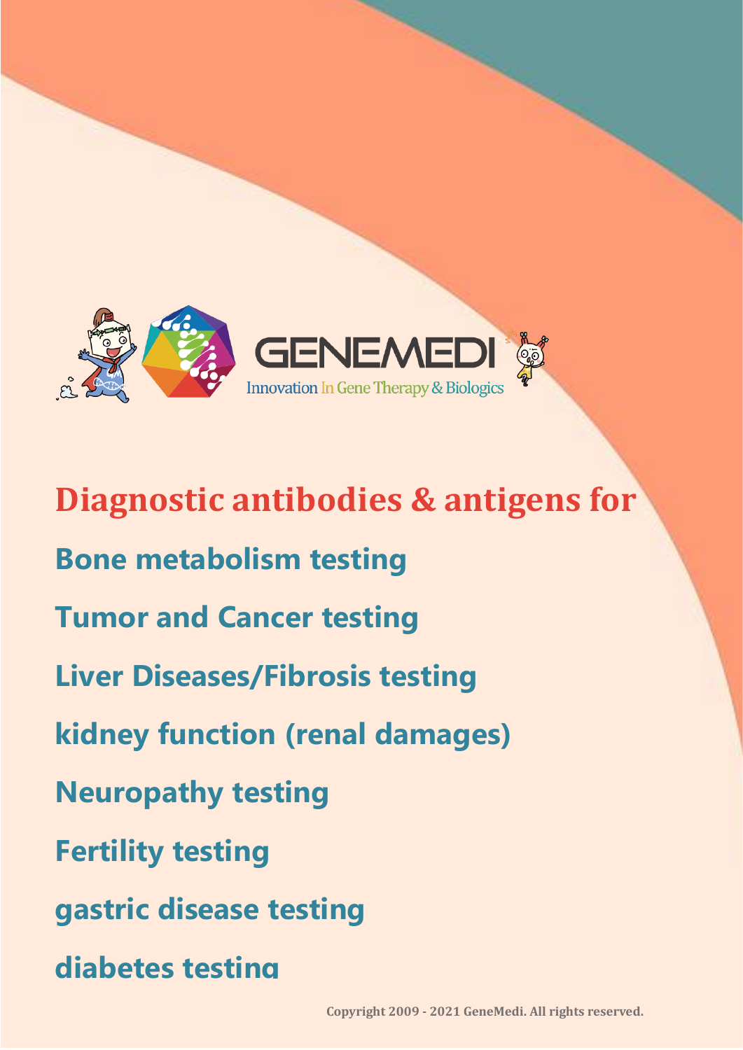GENEMEDI

Innovation In Gene Therapy & Biologics

# Diagnostic antibodies & antigens for

## Bone metabolism testing

## Tumor and Cancer testing

## Liver Diseases/Fibrosis testing

## kidney function (renal damages)

## Neuropathy testing

## Fertility testing

## gastric disease testing

## diabetes testing

Copyright 2009 - 2021 GeneMedi. All rights reserved.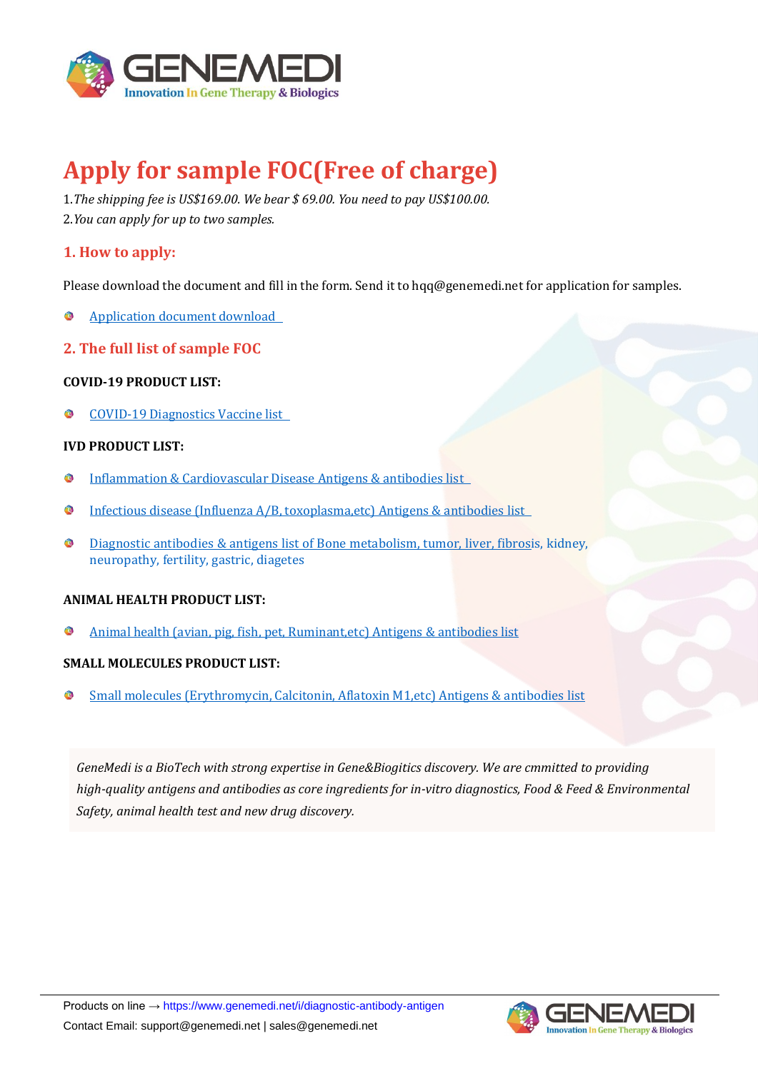# Apply for sample FOC(Free of charge)

1.*The shipping fee is US$169.00. We bear $ 69.00. You need to pay US$100.00.*
2.*You can apply for up to two samples.*

## 1. How to apply:

Please download the document and fill in the form. Send it to hqq@genemedi.net for application for samples.

- Application document download

## 2. The full list of sample FOC

**COVID-19 PRODUCT LIST:**

- COVID-19 Diagnostics Vaccine list

**IVD PRODUCT LIST:**

- Inflammation & Cardiovascular Disease Antigens & antibodies list
- Infectious disease (Influenza A/B, toxoplasma,etc) Antigens & antibodies list
- Diagnostic antibodies & antigens list of Bone metabolism, tumor, liver, fibrosis, kidney, neuropathy, fertility, gastric, diagetes

**ANIMAL HEALTH PRODUCT LIST:**

- Animal health (avian, pig, fish, pet, Ruminant,etc) Antigens & antibodies list

**SMALL MOLECULES PRODUCT LIST:**

- Small molecules (Erythromycin, Calcitonin, Aflatoxin M1,etc) Antigens & antibodies list

*GeneMedi is a BioTech with strong expertise in Gene&Biogitics discovery. We are cmmitted to providing high-quality antigens and antibodies as core ingredients for in-vitro diagnostics, Food & Feed & Environmental Safety, animal health test and new drug discovery.*

Products on line → https://www.genemedi.net/i/diagnostic-antibody-antigen
Contact Email: support@genemedi.net | sales@genemedi.net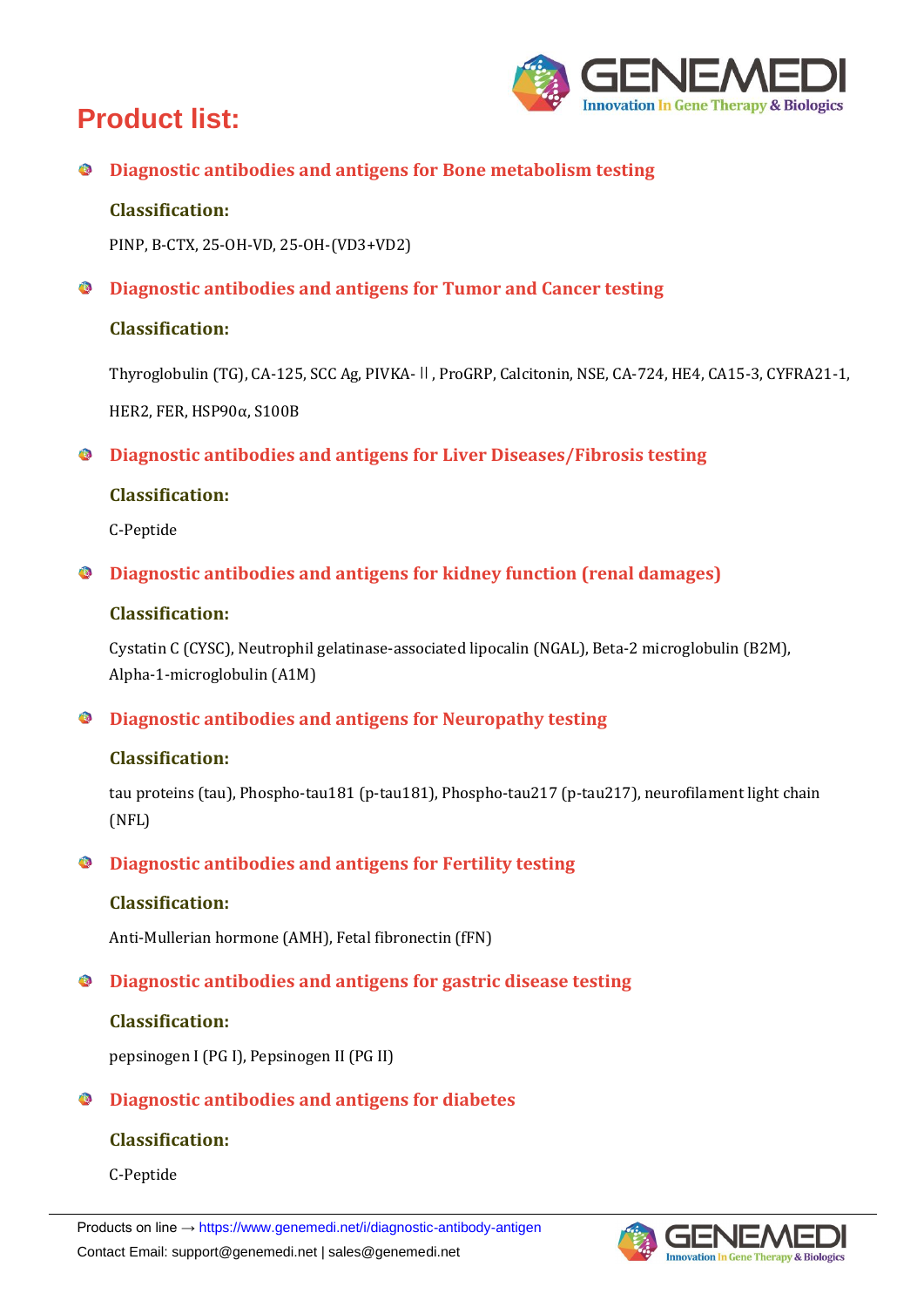# Product list:

## Diagnostic antibodies and antigens for Bone metabolism testing

**Classification:**

PINP, B-CTX, 25-OH-VD, 25-OH-(VD3+VD2)

## Diagnostic antibodies and antigens for Tumor and Cancer testing

**Classification:**

Thyroglobulin (TG), CA-125, SCC Ag, PIVKA-Ⅱ, ProGRP, Calcitonin, NSE, CA-724, HE4, CA15-3, CYFRA21-1, HER2, FER, HSP90α, S100B

## Diagnostic antibodies and antigens for Liver Diseases/Fibrosis testing

**Classification:**

C-Peptide

## Diagnostic antibodies and antigens for kidney function (renal damages)

**Classification:**

Cystatin C (CYSC), Neutrophil gelatinase-associated lipocalin (NGAL), Beta-2 microglobulin (B2M), Alpha-1-microglobulin (A1M)

## Diagnostic antibodies and antigens for Neuropathy testing

**Classification:**

tau proteins (tau), Phospho-tau181 (p-tau181), Phospho-tau217 (p-tau217), neurofilament light chain (NFL)

## Diagnostic antibodies and antigens for Fertility testing

**Classification:**

Anti-Mullerian hormone (AMH), Fetal fibronectin (fFN)

## Diagnostic antibodies and antigens for gastric disease testing

**Classification:**

pepsinogen I (PG I), Pepsinogen II (PG II)

## Diagnostic antibodies and antigens for diabetes

**Classification:**

C-Peptide

Products on line → https://www.genemedi.net/i/diagnostic-antibody-antigen

Contact Email: support@genemedi.net | sales@genemedi.net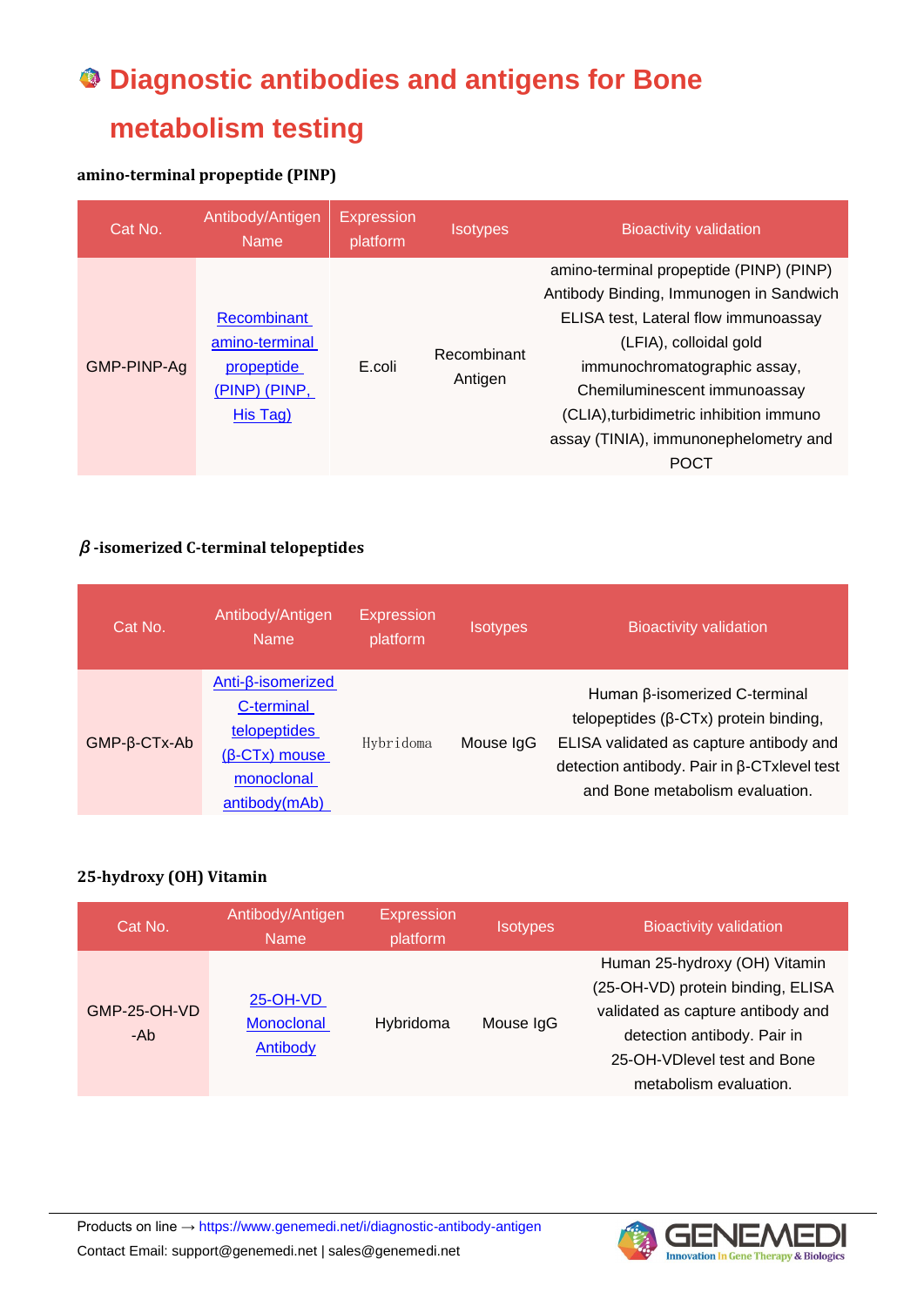# Diagnostic antibodies and antigens for Bone metabolism testing

**amino-terminal propeptide (PINP)**

| Cat No. | Antibody/Antigen Name | Expression platform | Isotypes | Bioactivity validation |
|---|---|---|---|---|
| GMP-PINP-Ag | Recombinant amino-terminal propeptide (PINP) (PINP, His Tag) | E.coli | Recombinant Antigen | amino-terminal propeptide (PINP) (PINP) Antibody Binding, Immunogen in Sandwich ELISA test, Lateral flow immunoassay (LFIA), colloidal gold immunochromatographic assay, Chemiluminescent immunoassay (CLIA),turbidimetric inhibition immuno assay (TINIA), immunonephelometry and POCT |

**β-isomerized C-terminal telopeptides**

| Cat No. | Antibody/Antigen Name | Expression platform | Isotypes | Bioactivity validation |
|---|---|---|---|---|
| GMP-β-CTx-Ab | Anti-β-isomerized C-terminal telopeptides (β-CTx) mouse monoclonal antibody(mAb) | Hybridoma | Mouse IgG | Human β-isomerized C-terminal telopeptides (β-CTx) protein binding, ELISA validated as capture antibody and detection antibody. Pair in β-CTxlevel test and Bone metabolism evaluation. |

**25-hydroxy (OH) Vitamin**

| Cat No. | Antibody/Antigen Name | Expression platform | Isotypes | Bioactivity validation |
|---|---|---|---|---|
| GMP-25-OH-VD -Ab | 25-OH-VD Monoclonal Antibody | Hybridoma | Mouse IgG | Human 25-hydroxy (OH) Vitamin (25-OH-VD) protein binding, ELISA validated as capture antibody and detection antibody. Pair in 25-OH-VDlevel test and Bone metabolism evaluation. |

Products on line → https://www.genemedi.net/i/diagnostic-antibody-antigen
Contact Email: support@genemedi.net | sales@genemedi.net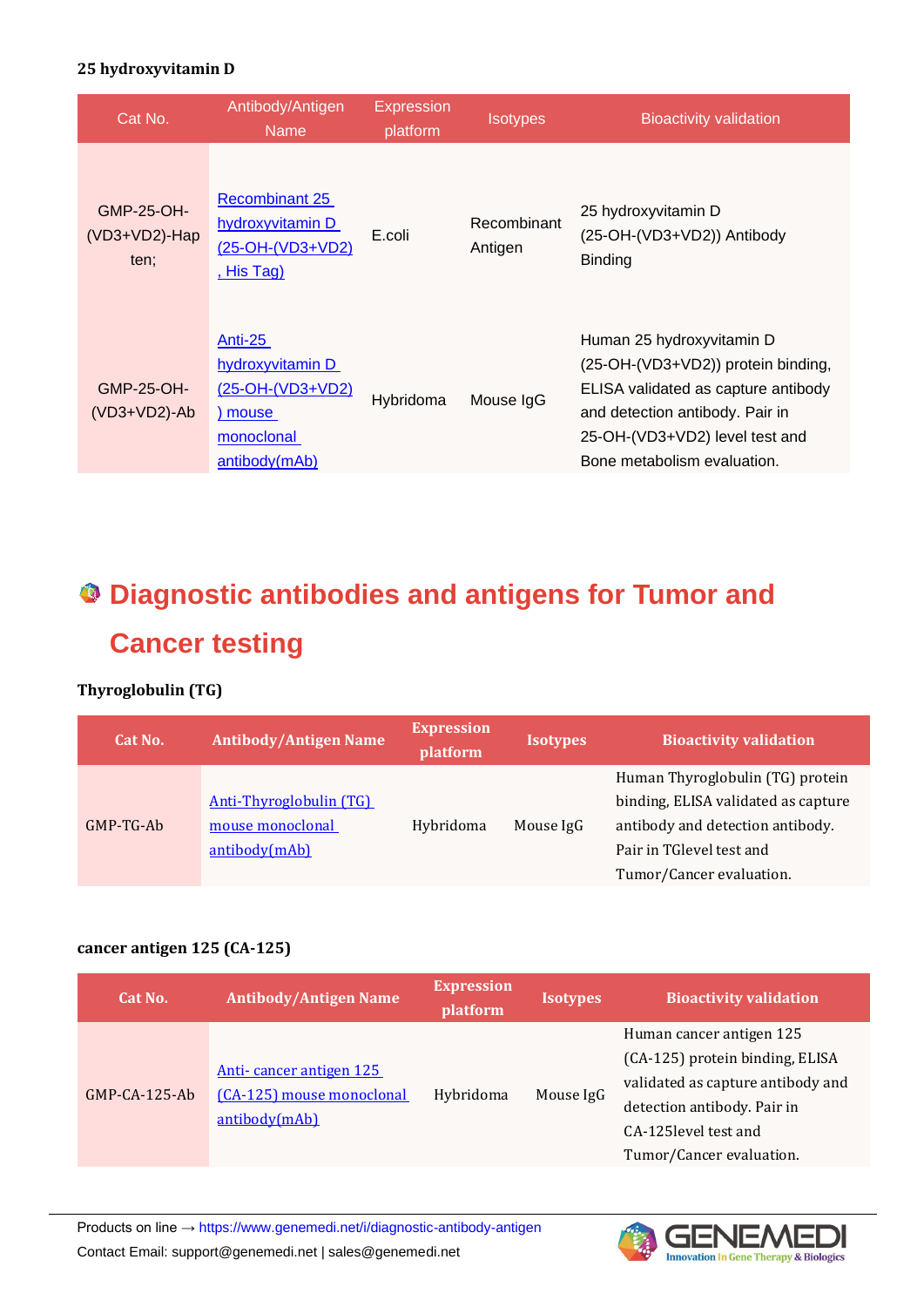**25 hydroxyvitamin D**

| Cat No. | Antibody/Antigen Name | Expression platform | Isotypes | Bioactivity validation |
|---|---|---|---|---|
| GMP-25-OH-(VD3+VD2)-Hapten; | Recombinant 25 hydroxyvitamin D (25-OH-(VD3+VD2), His Tag) | E.coli | Recombinant Antigen | 25 hydroxyvitamin D (25-OH-(VD3+VD2)) Antibody Binding |
| GMP-25-OH-(VD3+VD2)-Ab | Anti-25 hydroxyvitamin D (25-OH-(VD3+VD2)) mouse monoclonal antibody(mAb) | Hybridoma | Mouse IgG | Human 25 hydroxyvitamin D (25-OH-(VD3+VD2)) protein binding, ELISA validated as capture antibody and detection antibody. Pair in 25-OH-(VD3+VD2) level test and Bone metabolism evaluation. |

## Diagnostic antibodies and antigens for Tumor and Cancer testing

**Thyroglobulin (TG)**

| Cat No. | Antibody/Antigen Name | Expression platform | Isotypes | Bioactivity validation |
|---|---|---|---|---|
| GMP-TG-Ab | Anti-Thyroglobulin (TG) mouse monoclonal antibody(mAb) | Hybridoma | Mouse IgG | Human Thyroglobulin (TG) protein binding, ELISA validated as capture antibody and detection antibody. Pair in TGlevel test and Tumor/Cancer evaluation. |

**cancer antigen 125 (CA-125)**

| Cat No. | Antibody/Antigen Name | Expression platform | Isotypes | Bioactivity validation |
|---|---|---|---|---|
| GMP-CA-125-Ab | Anti- cancer antigen 125 (CA-125) mouse monoclonal antibody(mAb) | Hybridoma | Mouse IgG | Human cancer antigen 125 (CA-125) protein binding, ELISA validated as capture antibody and detection antibody. Pair in CA-125level test and Tumor/Cancer evaluation. |

Products on line → https://www.genemedi.net/i/diagnostic-antibody-antigen

Contact Email: support@genemedi.net | sales@genemedi.net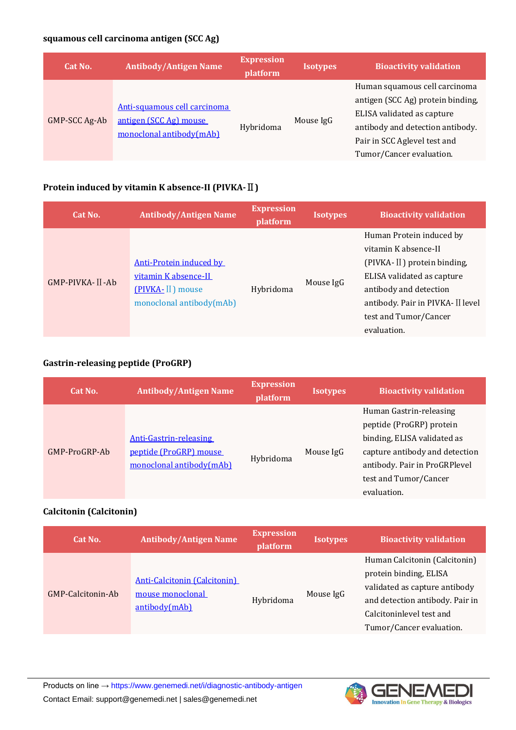**squamous cell carcinoma antigen (SCC Ag)**

| Cat No. | Antibody/Antigen Name | Expression platform | Isotypes | Bioactivity validation |
| --- | --- | --- | --- | --- |
| GMP-SCC Ag-Ab | Anti-squamous cell carcinoma antigen (SCC Ag) mouse monoclonal antibody(mAb) | Hybridoma | Mouse IgG | Human squamous cell carcinoma antigen (SCC Ag) protein binding, ELISA validated as capture antibody and detection antibody. Pair in SCC Aglevel test and Tumor/Cancer evaluation. |

**Protein induced by vitamin K absence-II (PIVKA-Ⅱ)**

| Cat No. | Antibody/Antigen Name | Expression platform | Isotypes | Bioactivity validation |
| --- | --- | --- | --- | --- |
| GMP-PIVKA-Ⅱ-Ab | Anti-Protein induced by vitamin K absence-II (PIVKA-Ⅱ) mouse monoclonal antibody(mAb) | Hybridoma | Mouse IgG | Human Protein induced by vitamin K absence-II (PIVKA-Ⅱ) protein binding, ELISA validated as capture antibody and detection antibody. Pair in PIVKA-Ⅱlevel test and Tumor/Cancer evaluation. |

**Gastrin-releasing peptide (ProGRP)**

| Cat No. | Antibody/Antigen Name | Expression platform | Isotypes | Bioactivity validation |
| --- | --- | --- | --- | --- |
| GMP-ProGRP-Ab | Anti-Gastrin-releasing peptide (ProGRP) mouse monoclonal antibody(mAb) | Hybridoma | Mouse IgG | Human Gastrin-releasing peptide (ProGRP) protein binding, ELISA validated as capture antibody and detection antibody. Pair in ProGRPlevel test and Tumor/Cancer evaluation. |

**Calcitonin (Calcitonin)**

| Cat No. | Antibody/Antigen Name | Expression platform | Isotypes | Bioactivity validation |
| --- | --- | --- | --- | --- |
| GMP-Calcitonin-Ab | Anti-Calcitonin (Calcitonin) mouse monoclonal antibody(mAb) | Hybridoma | Mouse IgG | Human Calcitonin (Calcitonin) protein binding, ELISA validated as capture antibody and detection antibody. Pair in Calcitoninlevel test and Tumor/Cancer evaluation. |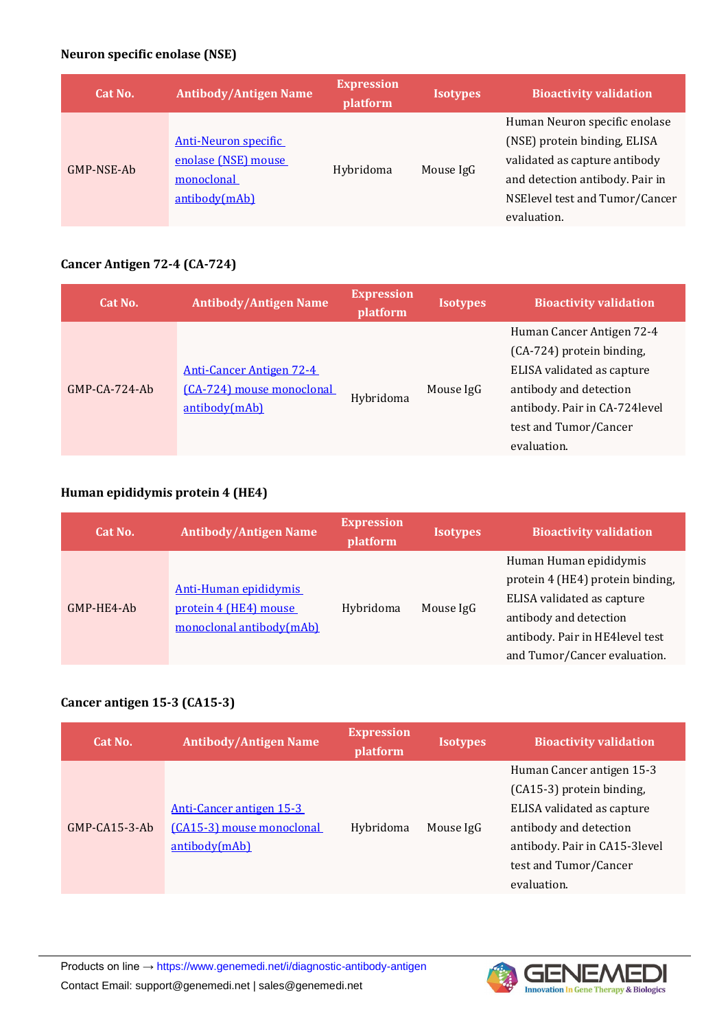**Neuron specific enolase (NSE)**

| Cat No. | Antibody/Antigen Name | Expression platform | Isotypes | Bioactivity validation |
| --- | --- | --- | --- | --- |
| GMP-NSE-Ab | Anti-Neuron specific enolase (NSE) mouse monoclonal antibody(mAb) | Hybridoma | Mouse IgG | Human Neuron specific enolase (NSE) protein binding, ELISA validated as capture antibody and detection antibody. Pair in NSElevel test and Tumor/Cancer evaluation. |

**Cancer Antigen 72-4 (CA-724)**

| Cat No. | Antibody/Antigen Name | Expression platform | Isotypes | Bioactivity validation |
| --- | --- | --- | --- | --- |
| GMP-CA-724-Ab | Anti-Cancer Antigen 72-4 (CA-724) mouse monoclonal antibody(mAb) | Hybridoma | Mouse IgG | Human Cancer Antigen 72-4 (CA-724) protein binding, ELISA validated as capture antibody and detection antibody. Pair in CA-724level test and Tumor/Cancer evaluation. |

**Human epididymis protein 4 (HE4)**

| Cat No. | Antibody/Antigen Name | Expression platform | Isotypes | Bioactivity validation |
| --- | --- | --- | --- | --- |
| GMP-HE4-Ab | Anti-Human epididymis protein 4 (HE4) mouse monoclonal antibody(mAb) | Hybridoma | Mouse IgG | Human Human epididymis protein 4 (HE4) protein binding, ELISA validated as capture antibody and detection antibody. Pair in HE4level test and Tumor/Cancer evaluation. |

**Cancer antigen 15-3 (CA15-3)**

| Cat No. | Antibody/Antigen Name | Expression platform | Isotypes | Bioactivity validation |
| --- | --- | --- | --- | --- |
| GMP-CA15-3-Ab | Anti-Cancer antigen 15-3 (CA15-3) mouse monoclonal antibody(mAb) | Hybridoma | Mouse IgG | Human Cancer antigen 15-3 (CA15-3) protein binding, ELISA validated as capture antibody and detection antibody. Pair in CA15-3level test and Tumor/Cancer evaluation. |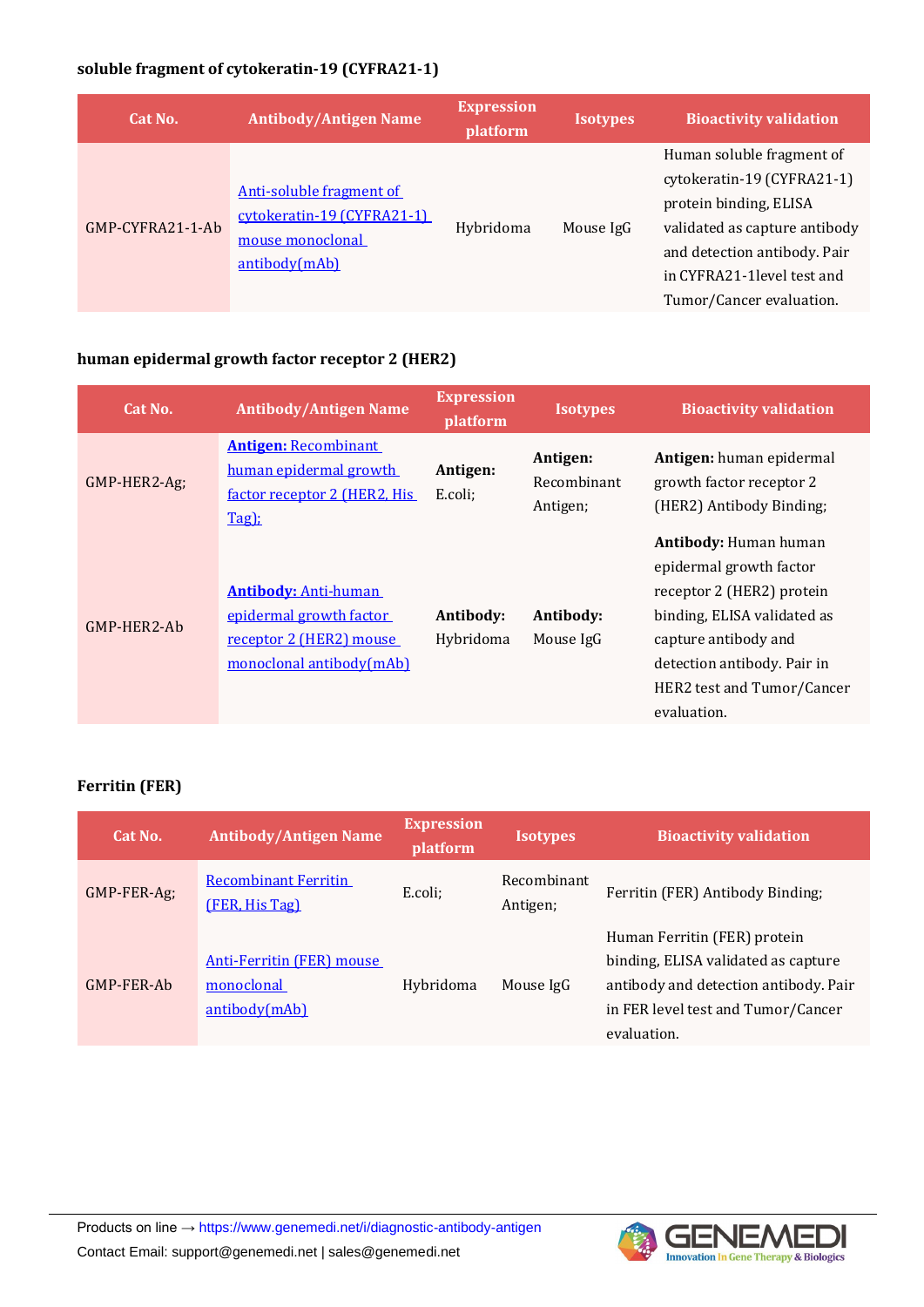**soluble fragment of cytokeratin-19 (CYFRA21-1)**

| Cat No. | Antibody/Antigen Name | Expression platform | Isotypes | Bioactivity validation |
|---|---|---|---|---|
| GMP-CYFRA21-1-Ab | Anti-soluble fragment of cytokeratin-19 (CYFRA21-1) mouse monoclonal antibody(mAb) | Hybridoma | Mouse IgG | Human soluble fragment of cytokeratin-19 (CYFRA21-1) protein binding, ELISA validated as capture antibody and detection antibody. Pair in CYFRA21-1level test and Tumor/Cancer evaluation. |

**human epidermal growth factor receptor 2 (HER2)**

| Cat No. | Antibody/Antigen Name | Expression platform | Isotypes | Bioactivity validation |
|---|---|---|---|---|
| GMP-HER2-Ag; | **Antigen:** Recombinant human epidermal growth factor receptor 2 (HER2, His Tag); | **Antigen:** E.coli; | **Antigen:** Recombinant Antigen; | **Antigen:** human epidermal growth factor receptor 2 (HER2) Antibody Binding; |
| GMP-HER2-Ab | **Antibody:** Anti-human epidermal growth factor receptor 2 (HER2) mouse monoclonal antibody(mAb) | **Antibody:** Hybridoma | **Antibody:** Mouse IgG | **Antibody:** Human human epidermal growth factor receptor 2 (HER2) protein binding, ELISA validated as capture antibody and detection antibody. Pair in HER2 test and Tumor/Cancer evaluation. |

**Ferritin (FER)**

| Cat No. | Antibody/Antigen Name | Expression platform | Isotypes | Bioactivity validation |
|---|---|---|---|---|
| GMP-FER-Ag; | Recombinant Ferritin (FER, His Tag) | E.coli; | Recombinant Antigen; | Ferritin (FER) Antibody Binding; |
| GMP-FER-Ab | Anti-Ferritin (FER) mouse monoclonal antibody(mAb) | Hybridoma | Mouse IgG | Human Ferritin (FER) protein binding, ELISA validated as capture antibody and detection antibody. Pair in FER level test and Tumor/Cancer evaluation. |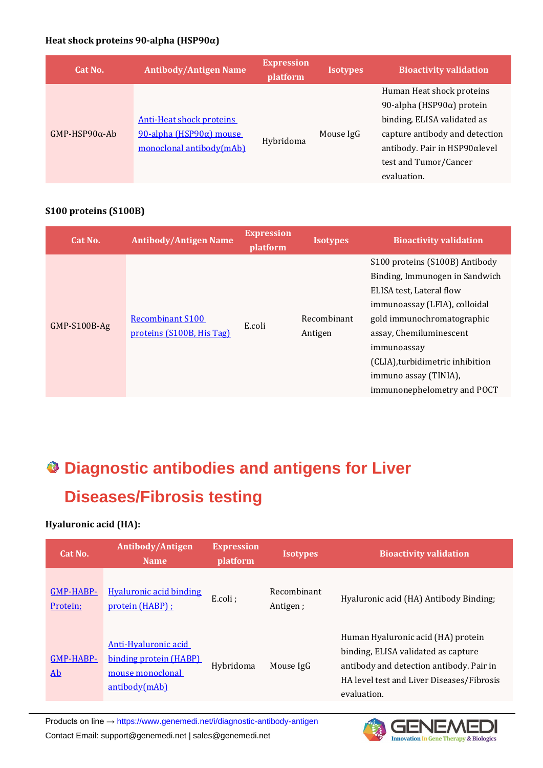### Heat shock proteins 90-alpha (HSP90α)

| Cat No. | Antibody/Antigen Name | Expression platform | Isotypes | Bioactivity validation |
|---|---|---|---|---|
| GMP-HSP90α-Ab | Anti-Heat shock proteins 90-alpha (HSP90α) mouse monoclonal antibody(mAb) | Hybridoma | Mouse IgG | Human Heat shock proteins 90-alpha (HSP90α) protein binding, ELISA validated as capture antibody and detection antibody. Pair in HSP90αlevel test and Tumor/Cancer evaluation. |

### S100 proteins (S100B)

| Cat No. | Antibody/Antigen Name | Expression platform | Isotypes | Bioactivity validation |
|---|---|---|---|---|
| GMP-S100B-Ag | Recombinant S100 proteins (S100B, His Tag) | E.coli | Recombinant Antigen | S100 proteins (S100B) Antibody Binding, Immunogen in Sandwich ELISA test, Lateral flow immunoassay (LFIA), colloidal gold immunochromatographic assay, Chemiluminescent immunoassay (CLIA),turbidimetric inhibition immuno assay (TINIA), immunonephelometry and POCT |

## Diagnostic antibodies and antigens for Liver Diseases/Fibrosis testing

### Hyaluronic acid (HA):

| Cat No. | Antibody/Antigen Name | Expression platform | Isotypes | Bioactivity validation |
|---|---|---|---|---|
| GMP-HABP-Protein; | Hyaluronic acid binding protein (HABP) ; | E.coli ; | Recombinant Antigen ; | Hyaluronic acid (HA) Antibody Binding; |
| GMP-HABP-Ab | Anti-Hyaluronic acid binding protein (HABP) mouse monoclonal antibody(mAb) | Hybridoma | Mouse IgG | Human Hyaluronic acid (HA) protein binding, ELISA validated as capture antibody and detection antibody. Pair in HA level test and Liver Diseases/Fibrosis evaluation. |

Products on line → https://www.genemedi.net/i/diagnostic-antibody-antigen
Contact Email: support@genemedi.net | sales@genemedi.net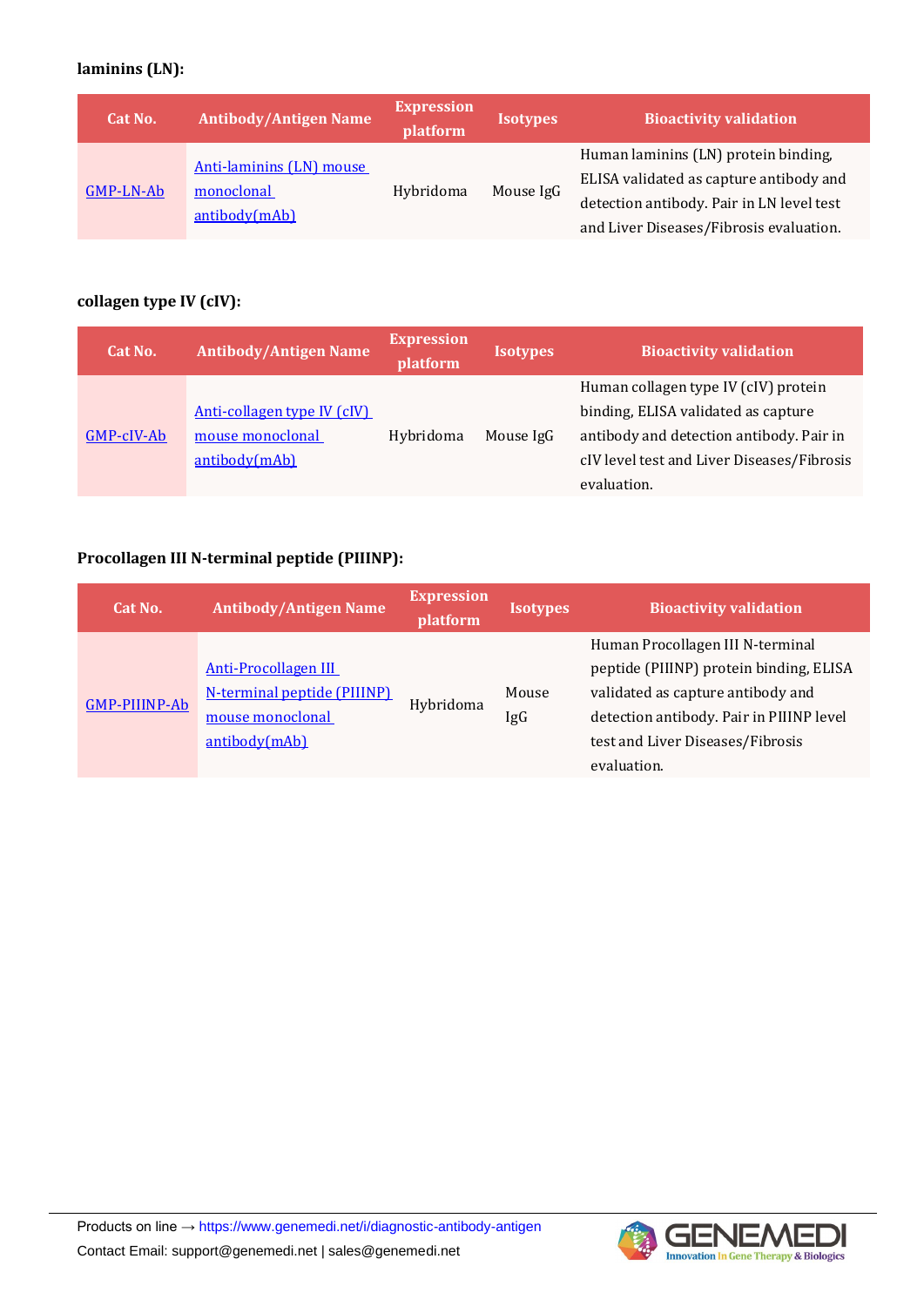**laminins (LN):**

| Cat No. | Antibody/Antigen Name | Expression platform | Isotypes | Bioactivity validation |
|---|---|---|---|---|
| GMP-LN-Ab | Anti-laminins (LN) mouse monoclonal antibody(mAb) | Hybridoma | Mouse IgG | Human laminins (LN) protein binding, ELISA validated as capture antibody and detection antibody. Pair in LN level test and Liver Diseases/Fibrosis evaluation. |

**collagen type IV (cIV):**

| Cat No. | Antibody/Antigen Name | Expression platform | Isotypes | Bioactivity validation |
|---|---|---|---|---|
| GMP-cIV-Ab | Anti-collagen type IV (cIV) mouse monoclonal antibody(mAb) | Hybridoma | Mouse IgG | Human collagen type IV (cIV) protein binding, ELISA validated as capture antibody and detection antibody. Pair in cIV level test and Liver Diseases/Fibrosis evaluation. |

**Procollagen III N-terminal peptide (PIIINP):**

| Cat No. | Antibody/Antigen Name | Expression platform | Isotypes | Bioactivity validation |
|---|---|---|---|---|
| GMP-PIIINP-Ab | Anti-Procollagen III N-terminal peptide (PIIINP) mouse monoclonal antibody(mAb) | Hybridoma | Mouse IgG | Human Procollagen III N-terminal peptide (PIIINP) protein binding, ELISA validated as capture antibody and detection antibody. Pair in PIIINP level test and Liver Diseases/Fibrosis evaluation. |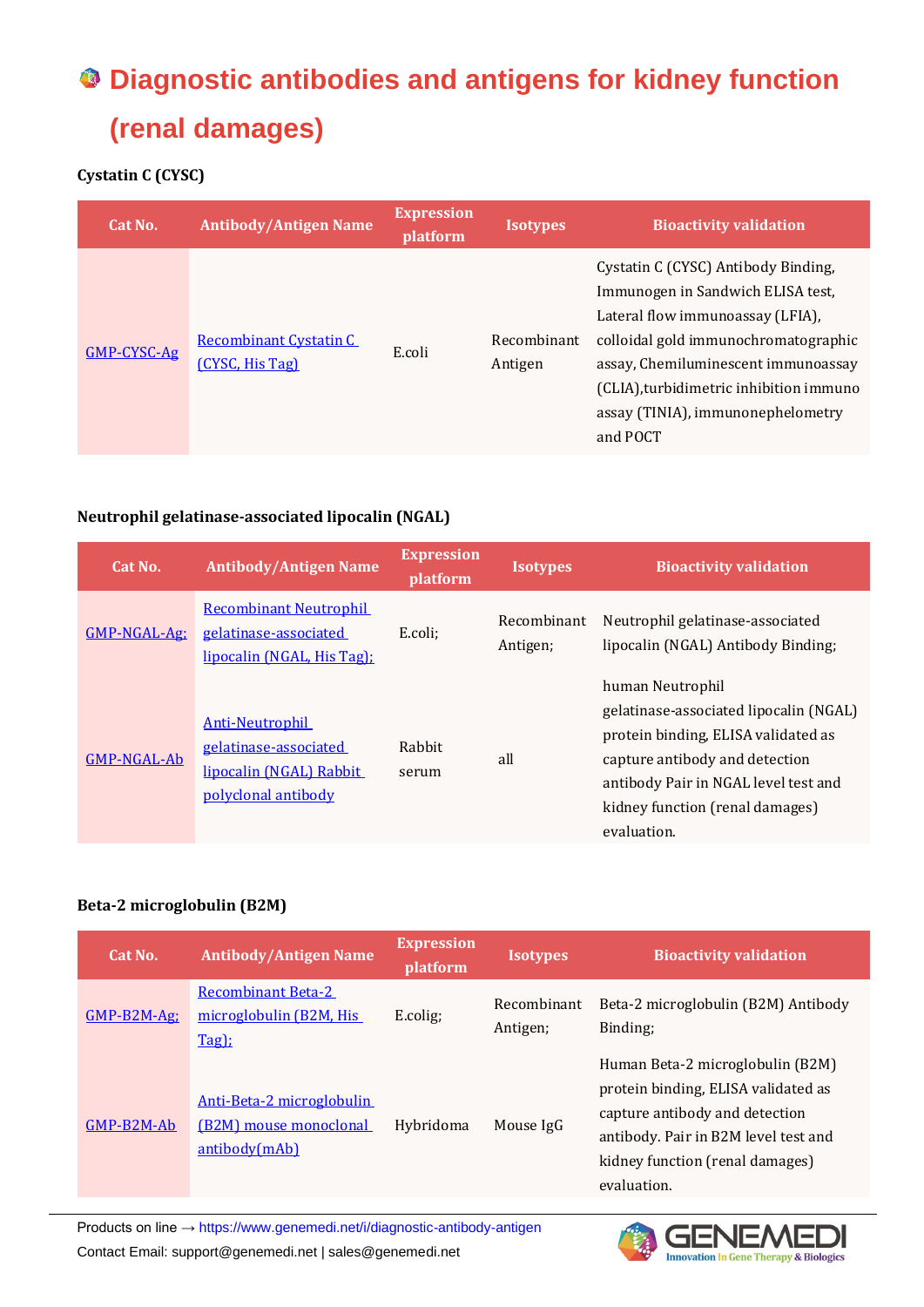# Diagnostic antibodies and antigens for kidney function (renal damages)

**Cystatin C (CYSC)**

| Cat No. | Antibody/Antigen Name | Expression platform | Isotypes | Bioactivity validation |
|---|---|---|---|---|
| GMP-CYSC-Ag | Recombinant Cystatin C (CYSC, His Tag) | E.coli | Recombinant Antigen | Cystatin C (CYSC) Antibody Binding, Immunogen in Sandwich ELISA test, Lateral flow immunoassay (LFIA), colloidal gold immunochromatographic assay, Chemiluminescent immunoassay (CLIA),turbidimetric inhibition immuno assay (TINIA), immunonephelometry and POCT |

**Neutrophil gelatinase-associated lipocalin (NGAL)**

| Cat No. | Antibody/Antigen Name | Expression platform | Isotypes | Bioactivity validation |
|---|---|---|---|---|
| GMP-NGAL-Ag; | Recombinant Neutrophil gelatinase-associated lipocalin (NGAL, His Tag); | E.coli; | Recombinant Antigen; | Neutrophil gelatinase-associated lipocalin (NGAL) Antibody Binding; |
| GMP-NGAL-Ab | Anti-Neutrophil gelatinase-associated lipocalin (NGAL) Rabbit polyclonal antibody | Rabbit serum | all | human Neutrophil gelatinase-associated lipocalin (NGAL) protein binding, ELISA validated as capture antibody and detection antibody Pair in NGAL level test and kidney function (renal damages) evaluation. |

**Beta-2 microglobulin (B2M)**

| Cat No. | Antibody/Antigen Name | Expression platform | Isotypes | Bioactivity validation |
|---|---|---|---|---|
| GMP-B2M-Ag; | Recombinant Beta-2 microglobulin (B2M, His Tag); | E.colig; | Recombinant Antigen; | Beta-2 microglobulin (B2M) Antibody Binding; |
| GMP-B2M-Ab | Anti-Beta-2 microglobulin (B2M) mouse monoclonal antibody(mAb) | Hybridoma | Mouse IgG | Human Beta-2 microglobulin (B2M) protein binding, ELISA validated as capture antibody and detection antibody. Pair in B2M level test and kidney function (renal damages) evaluation. |

Products on line → https://www.genemedi.net/i/diagnostic-antibody-antigen
Contact Email: support@genemedi.net | sales@genemedi.net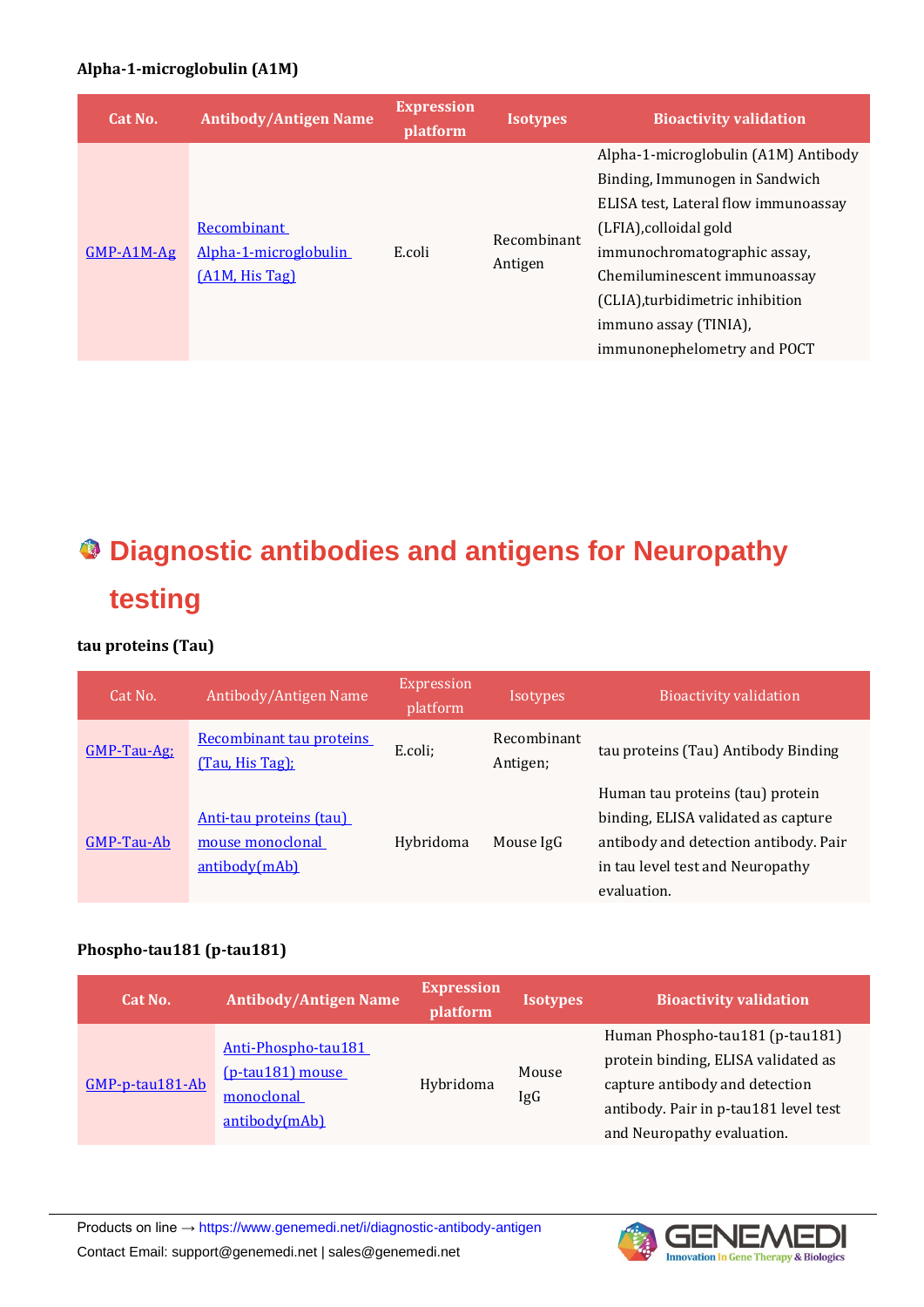**Alpha-1-microglobulin (A1M)**

| Cat No. | Antibody/Antigen Name | Expression platform | Isotypes | Bioactivity validation |
|---|---|---|---|---|
| GMP-A1M-Ag | Recombinant Alpha-1-microglobulin (A1M, His Tag) | E.coli | Recombinant Antigen | Alpha-1-microglobulin (A1M) Antibody Binding, Immunogen in Sandwich ELISA test, Lateral flow immunoassay (LFIA),colloidal gold immunochromatographic assay, Chemiluminescent immunoassay (CLIA),turbidimetric inhibition immuno assay (TINIA), immunonephelometry and POCT |

# Diagnostic antibodies and antigens for Neuropathy testing

**tau proteins (Tau)**

| Cat No. | Antibody/Antigen Name | Expression platform | Isotypes | Bioactivity validation |
|---|---|---|---|---|
| GMP-Tau-Ag; | Recombinant tau proteins (Tau, His Tag); | E.coli; | Recombinant Antigen; | tau proteins (Tau) Antibody Binding |
| GMP-Tau-Ab | Anti-tau proteins (tau) mouse monoclonal antibody(mAb) | Hybridoma | Mouse IgG | Human tau proteins (tau) protein binding, ELISA validated as capture antibody and detection antibody. Pair in tau level test and Neuropathy evaluation. |

**Phospho-tau181 (p-tau181)**

| Cat No. | Antibody/Antigen Name | Expression platform | Isotypes | Bioactivity validation |
|---|---|---|---|---|
| GMP-p-tau181-Ab | Anti-Phospho-tau181 (p-tau181) mouse monoclonal antibody(mAb) | Hybridoma | Mouse IgG | Human Phospho-tau181 (p-tau181) protein binding, ELISA validated as capture antibody and detection antibody. Pair in p-tau181 level test and Neuropathy evaluation. |

Products on line → https://www.genemedi.net/i/diagnostic-antibody-antigen
Contact Email: support@genemedi.net | sales@genemedi.net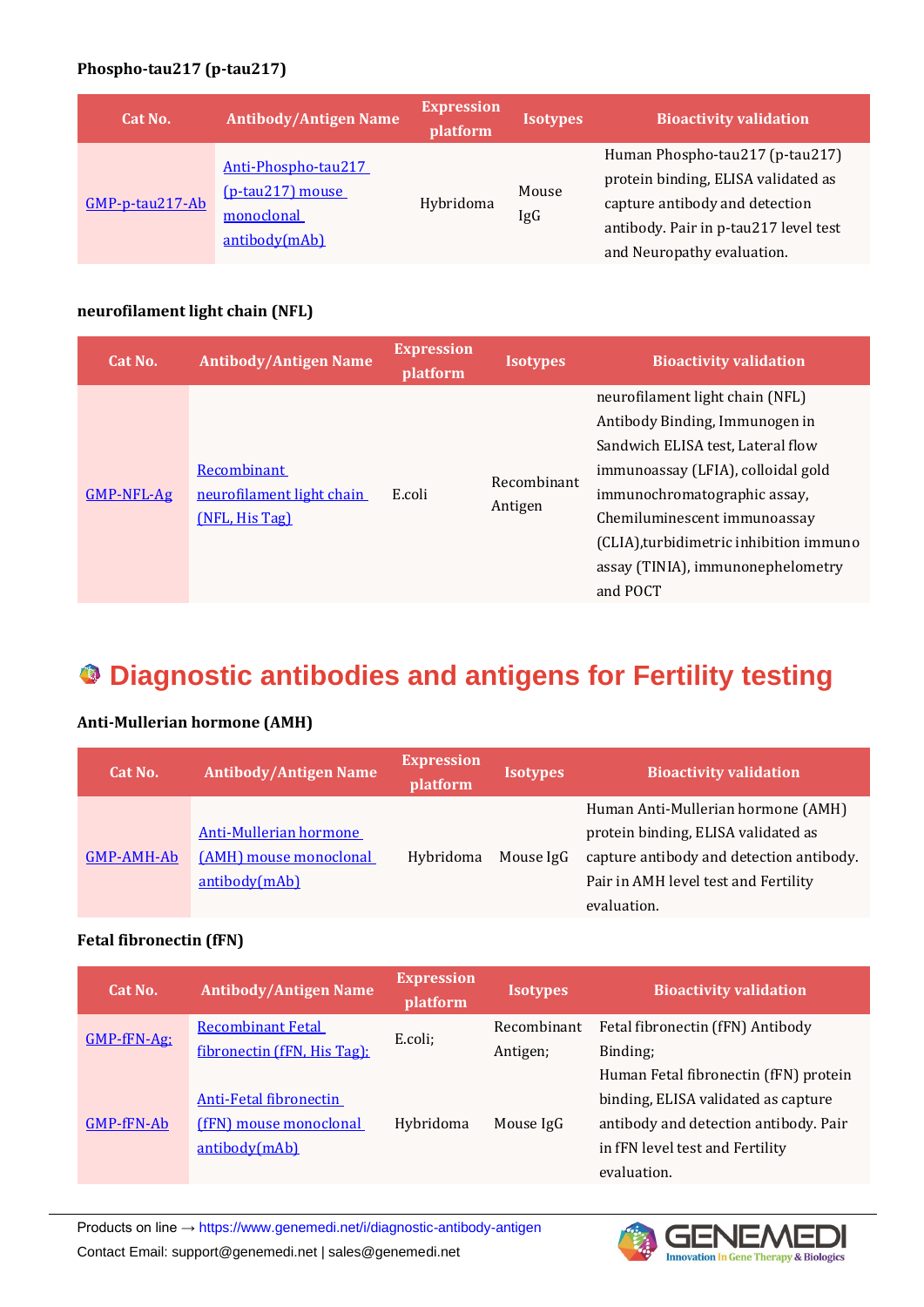**Phospho-tau217 (p-tau217)**

| Cat No. | Antibody/Antigen Name | Expression platform | Isotypes | Bioactivity validation |
|---|---|---|---|---|
| GMP-p-tau217-Ab | Anti-Phospho-tau217 (p-tau217) mouse monoclonal antibody(mAb) | Hybridoma | Mouse IgG | Human Phospho-tau217 (p-tau217) protein binding, ELISA validated as capture antibody and detection antibody. Pair in p-tau217 level test and Neuropathy evaluation. |

**neurofilament light chain (NFL)**

| Cat No. | Antibody/Antigen Name | Expression platform | Isotypes | Bioactivity validation |
|---|---|---|---|---|
| GMP-NFL-Ag | Recombinant neurofilament light chain (NFL, His Tag) | E.coli | Recombinant Antigen | neurofilament light chain (NFL) Antibody Binding, Immunogen in Sandwich ELISA test, Lateral flow immunoassay (LFIA), colloidal gold immunochromatographic assay, Chemiluminescent immunoassay (CLIA),turbidimetric inhibition immuno assay (TINIA), immunonephelometry and POCT |

## Diagnostic antibodies and antigens for Fertility testing

**Anti-Mullerian hormone (AMH)**

| Cat No. | Antibody/Antigen Name | Expression platform | Isotypes | Bioactivity validation |
|---|---|---|---|---|
| GMP-AMH-Ab | Anti-Mullerian hormone (AMH) mouse monoclonal antibody(mAb) | Hybridoma | Mouse IgG | Human Anti-Mullerian hormone (AMH) protein binding, ELISA validated as capture antibody and detection antibody. Pair in AMH level test and Fertility evaluation. |

**Fetal fibronectin (fFN)**

| Cat No. | Antibody/Antigen Name | Expression platform | Isotypes | Bioactivity validation |
|---|---|---|---|---|
| GMP-fFN-Ag; | Recombinant Fetal fibronectin (fFN, His Tag); | E.coli; | Recombinant Antigen; | Fetal fibronectin (fFN) Antibody Binding; |
| GMP-fFN-Ab | Anti-Fetal fibronectin (fFN) mouse monoclonal antibody(mAb) | Hybridoma | Mouse IgG | Human Fetal fibronectin (fFN) protein binding, ELISA validated as capture antibody and detection antibody. Pair in fFN level test and Fertility evaluation. |

Products on line → https://www.genemedi.net/i/diagnostic-antibody-antigen

Contact Email: support@genemedi.net | sales@genemedi.net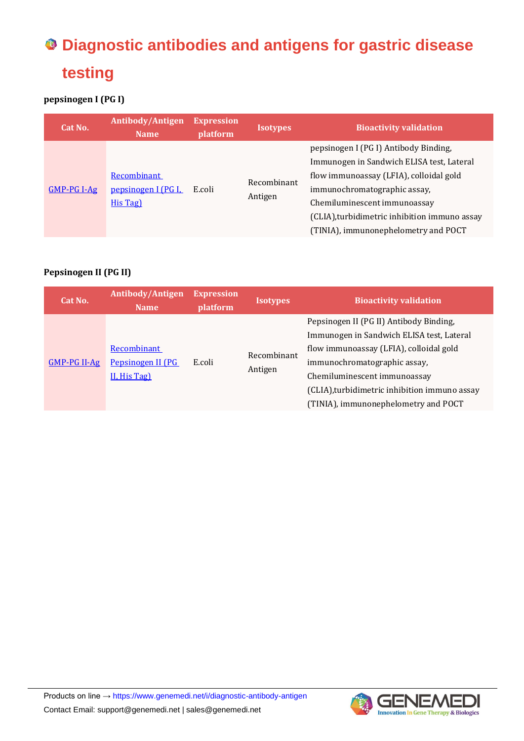# Diagnostic antibodies and antigens for gastric disease testing

**pepsinogen I (PG I)**

| Cat No. | Antibody/Antigen Name | Expression platform | Isotypes | Bioactivity validation |
| --- | --- | --- | --- | --- |
| GMP-PG I-Ag | Recombinant pepsinogen I (PG I, His Tag) | E.coli | Recombinant Antigen | pepsinogen I (PG I) Antibody Binding, Immunogen in Sandwich ELISA test, Lateral flow immunoassay (LFIA), colloidal gold immunochromatographic assay, Chemiluminescent immunoassay (CLIA),turbidimetric inhibition immuno assay (TINIA), immunonephelometry and POCT |

**Pepsinogen II (PG II)**

| Cat No. | Antibody/Antigen Name | Expression platform | Isotypes | Bioactivity validation |
| --- | --- | --- | --- | --- |
| GMP-PG II-Ag | Recombinant Pepsinogen II (PG II, His Tag) | E.coli | Recombinant Antigen | Pepsinogen II (PG II) Antibody Binding, Immunogen in Sandwich ELISA test, Lateral flow immunoassay (LFIA), colloidal gold immunochromatographic assay, Chemiluminescent immunoassay (CLIA),turbidimetric inhibition immuno assay (TINIA), immunonephelometry and POCT |

Products on line → https://www.genemedi.net/i/diagnostic-antibody-antigen

Contact Email: support@genemedi.net | sales@genemedi.net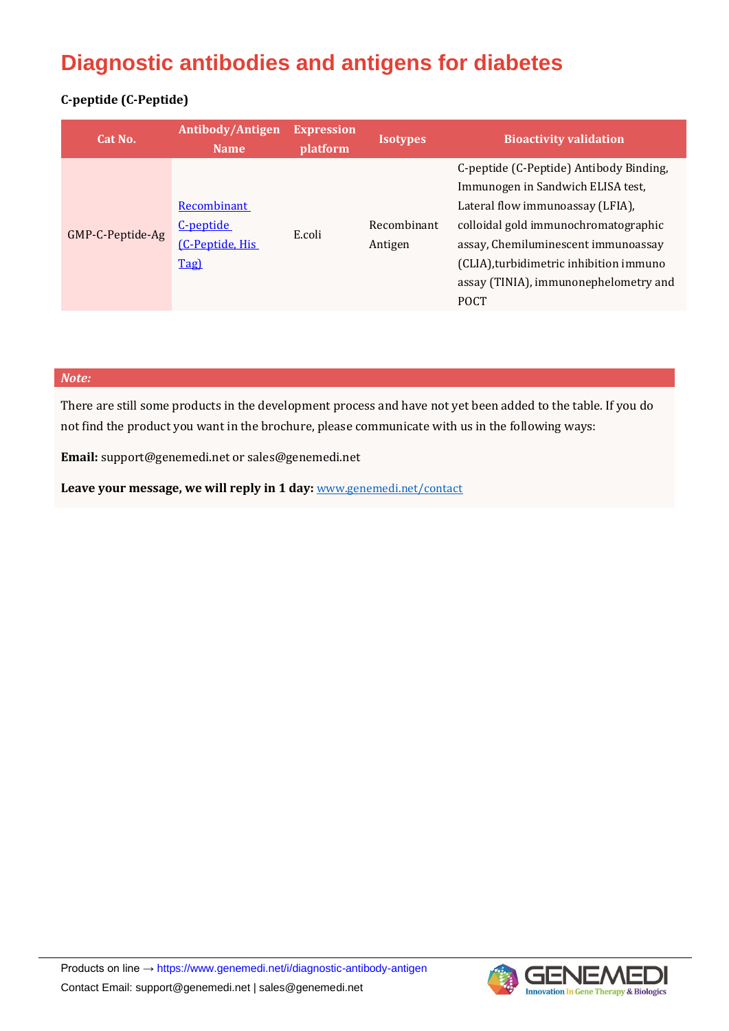# Diagnostic antibodies and antigens for diabetes

**C-peptide (C-Peptide)**

| Cat No. | Antibody/Antigen Name | Expression platform | Isotypes | Bioactivity validation |
|---|---|---|---|---|
| GMP-C-Peptide-Ag | Recombinant C-peptide (C-Peptide, His Tag) | E.coli | Recombinant Antigen | C-peptide (C-Peptide) Antibody Binding, Immunogen in Sandwich ELISA test, Lateral flow immunoassay (LFIA), colloidal gold immunochromatographic assay, Chemiluminescent immunoassay (CLIA),turbidimetric inhibition immuno assay (TINIA), immunonephelometry and POCT |

***Note:***

There are still some products in the development process and have not yet been added to the table. If you do not find the product you want in the brochure, please communicate with us in the following ways:

**Email:** support@genemedi.net or sales@genemedi.net

**Leave your message, we will reply in 1 day:** www.genemedi.net/contact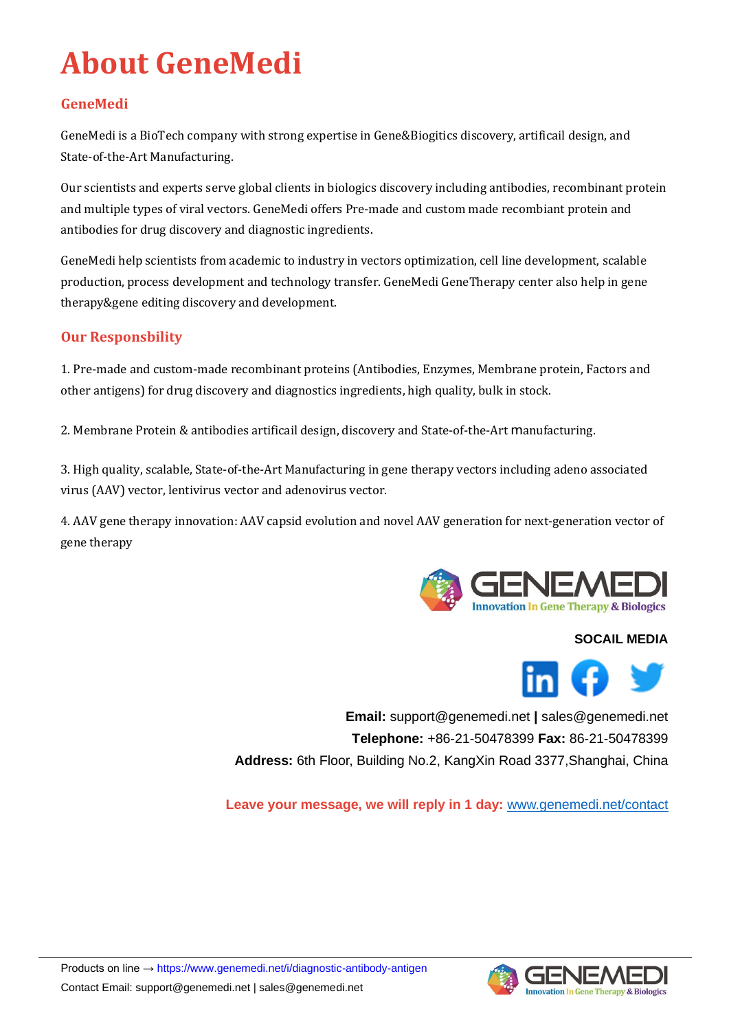# About GeneMedi

## GeneMedi

GeneMedi is a BioTech company with strong expertise in Gene&Biogitics discovery, artificail design, and State-of-the-Art Manufacturing.

Our scientists and experts serve global clients in biologics discovery including antibodies, recombinant protein and multiple types of viral vectors. GeneMedi offers Pre-made and custom made recombiant protein and antibodies for drug discovery and diagnostic ingredients.

GeneMedi help scientists from academic to industry in vectors optimization, cell line development, scalable production, process development and technology transfer. GeneMedi GeneTherapy center also help in gene therapy&gene editing discovery and development.

## Our Responsbility

1. Pre-made and custom-made recombinant proteins (Antibodies, Enzymes, Membrane protein, Factors and other antigens) for drug discovery and diagnostics ingredients, high quality, bulk in stock.

2. Membrane Protein & antibodies artificail design, discovery and State-of-the-Art manufacturing.

3. High quality, scalable, State-of-the-Art Manufacturing in gene therapy vectors including adeno associated virus (AAV) vector, lentivirus vector and adenovirus vector.

4. AAV gene therapy innovation: AAV capsid evolution and novel AAV generation for next-generation vector of gene therapy

GENEMEDI
Innovation In Gene Therapy & Biologics

**SOCAIL MEDIA**

**Email:** support@genemedi.net **|** sales@genemedi.net

**Telephone:** +86-21-50478399 **Fax:** 86-21-50478399

**Address:** 6th Floor, Building No.2, KangXin Road 3377,Shanghai, China

**Leave your message, we will reply in 1 day:** www.genemedi.net/contact

Products on line → https://www.genemedi.net/i/diagnostic-antibody-antigen

Contact Email: support@genemedi.net | sales@genemedi.net